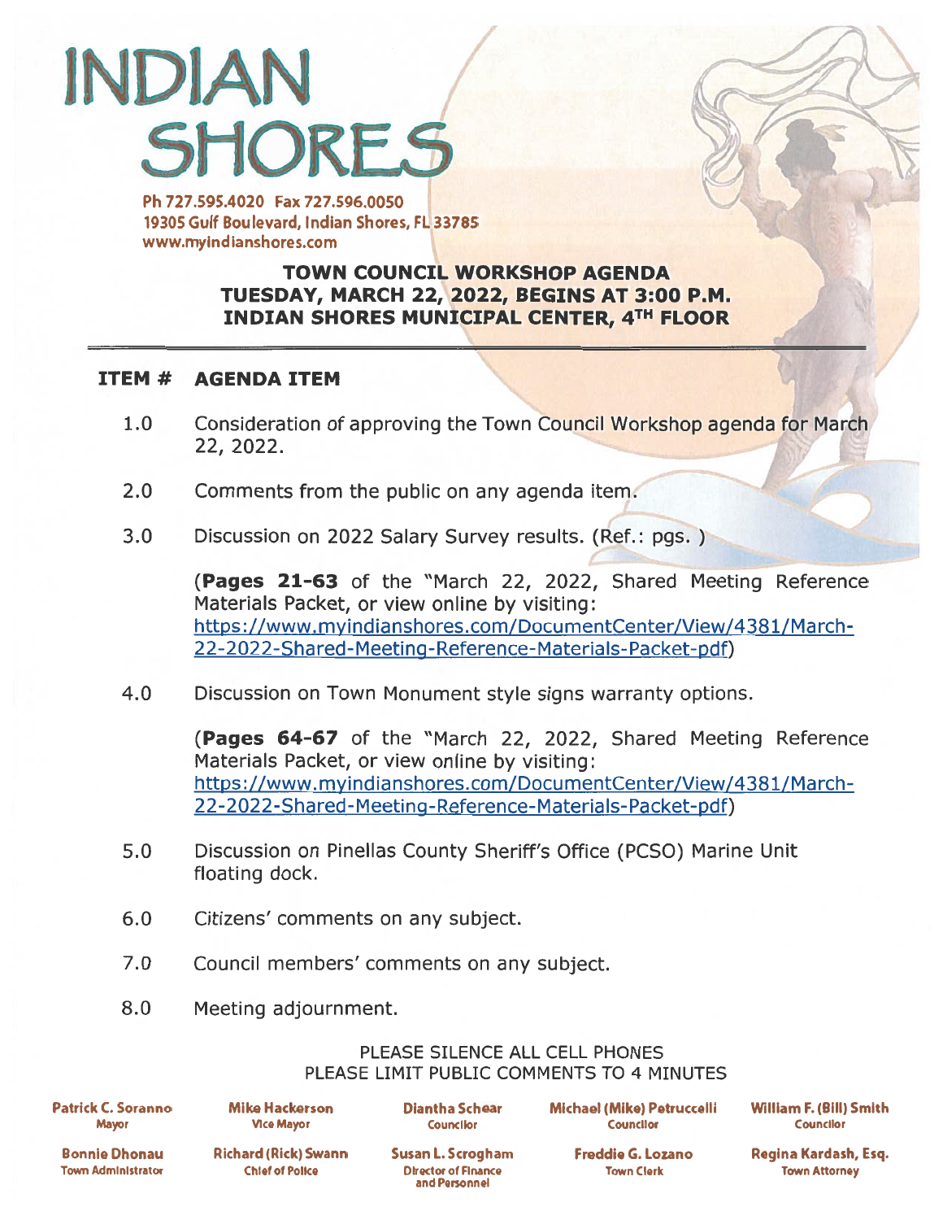# INDIAN SHORES

Ph 727.595.4020 Fax 727.596.0050
19305 Gulf Boulevard, Indian Shores, FL 33785
www.myindianshores.com

## TOWN COUNCIL WORKSHOP AGENDA
## TUESDAY, MARCH 22, 2022, BEGINS AT 3:00 P.M.
## INDIAN SHORES MUNICIPAL CENTER, 4TH FLOOR

| ITEM # | AGENDA ITEM |
|---|---|
| 1.0 | Consideration of approving the Town Council Workshop agenda for March 22, 2022. |
| 2.0 | Comments from the public on any agenda item. |
| 3.0 | Discussion on 2022 Salary Survey results. (Ref.: pgs. ) <br><br> (**Pages 21-63** of the "March 22, 2022, Shared Meeting Reference Materials Packet, or view online by visiting: https://www.myindianshores.com/DocumentCenter/View/4381/March-22-2022-Shared-Meeting-Reference-Materials-Packet-pdf) |
| 4.0 | Discussion on Town Monument style signs warranty options. <br><br> (**Pages 64-67** of the "March 22, 2022, Shared Meeting Reference Materials Packet, or view online by visiting: https://www.myindianshores.com/DocumentCenter/View/4381/March-22-2022-Shared-Meeting-Reference-Materials-Packet-pdf) |
| 5.0 | Discussion on Pinellas County Sheriff's Office (PCSO) Marine Unit floating dock. |
| 6.0 | Citizens' comments on any subject. |
| 7.0 | Council members' comments on any subject. |
| 8.0 | Meeting adjournment. |

PLEASE SILENCE ALL CELL PHONES
PLEASE LIMIT PUBLIC COMMENTS TO 4 MINUTES

| | | | | |
|---|---|---|---|---|
| **Patrick C. Soranno** Mayor | **Mike Hackerson** Vice Mayor | **Diantha Schear** Councilor | **Michael (Mike) Petruccelli** Councilor | **William F. (Bill) Smith** Councilor |
| **Bonnie Dhonau** Town Administrator | **Richard (Rick) Swann** Chief of Police | **Susan L. Scrogham** Director of Finance and Personnel | **Freddie G. Lozano** Town Clerk | **Regina Kardash, Esq.** Town Attorney |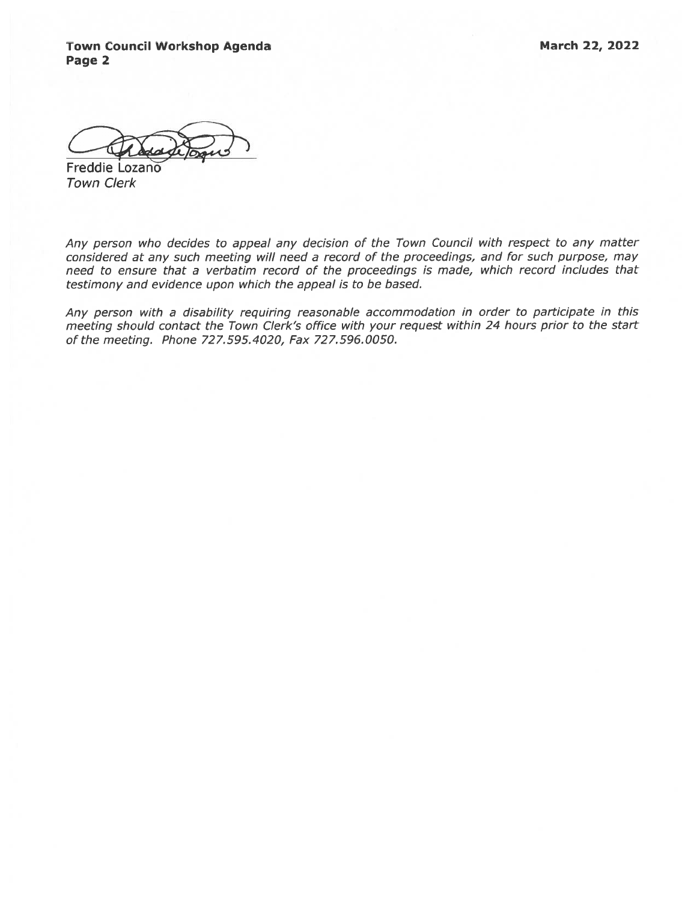Freddie Lozano
*Town Clerk*

*Any person who decides to appeal any decision of the Town Council with respect to any matter considered at any such meeting will need a record of the proceedings, and for such purpose, may need to ensure that a verbatim record of the proceedings is made, which record includes that testimony and evidence upon which the appeal is to be based.*

*Any person with a disability requiring reasonable accommodation in order to participate in this meeting should contact the Town Clerk's office with your request within 24 hours prior to the start of the meeting. Phone 727.595.4020, Fax 727.596.0050.*